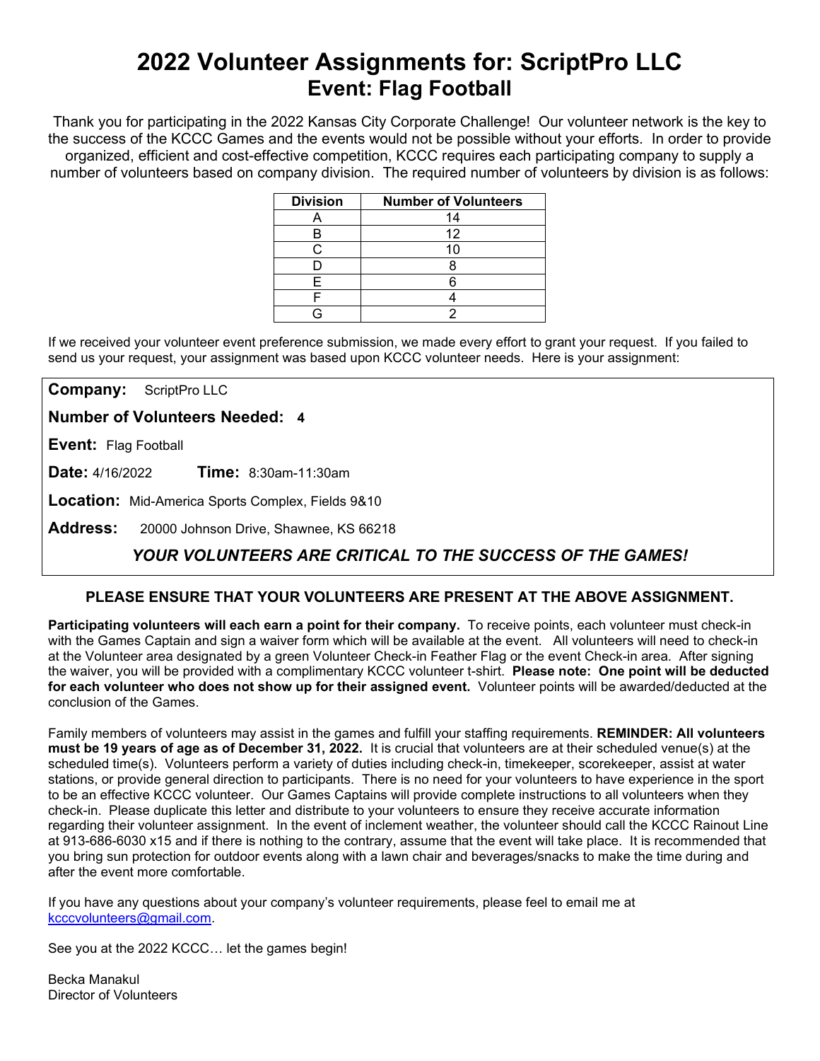# 2022 Volunteer Assignments for: ScriptPro LLC
## Event: Flag Football

Thank you for participating in the 2022 Kansas City Corporate Challenge! Our volunteer network is the key to the success of the KCCC Games and the events would not be possible without your efforts. In order to provide organized, efficient and cost-effective competition, KCCC requires each participating company to supply a number of volunteers based on company division. The required number of volunteers by division is as follows:

| Division | Number of Volunteers |
|---|---|
| A | 14 |
| B | 12 |
| C | 10 |
| D | 8 |
| E | 6 |
| F | 4 |
| G | 2 |

If we received your volunteer event preference submission, we made every effort to grant your request. If you failed to send us your request, your assignment was based upon KCCC volunteer needs. Here is your assignment:

**Company:** ScriptPro LLC

**Number of Volunteers Needed:** **4**

**Event:** Flag Football

**Date:** 4/16/2022 **Time:** 8:30am-11:30am

**Location:** Mid-America Sports Complex, Fields 9&10

**Address:** 20000 Johnson Drive, Shawnee, KS 66218

***YOUR VOLUNTEERS ARE CRITICAL TO THE SUCCESS OF THE GAMES!***

**PLEASE ENSURE THAT YOUR VOLUNTEERS ARE PRESENT AT THE ABOVE ASSIGNMENT.**

**Participating volunteers will each earn a point for their company.** To receive points, each volunteer must check-in with the Games Captain and sign a waiver form which will be available at the event. All volunteers will need to check-in at the Volunteer area designated by a green Volunteer Check-in Feather Flag or the event Check-in area. After signing the waiver, you will be provided with a complimentary KCCC volunteer t-shirt. **Please note: One point will be deducted for each volunteer who does not show up for their assigned event.** Volunteer points will be awarded/deducted at the conclusion of the Games.

Family members of volunteers may assist in the games and fulfill your staffing requirements. **REMINDER: All volunteers must be 19 years of age as of December 31, 2022.** It is crucial that volunteers are at their scheduled venue(s) at the scheduled time(s). Volunteers perform a variety of duties including check-in, timekeeper, scorekeeper, assist at water stations, or provide general direction to participants. There is no need for your volunteers to have experience in the sport to be an effective KCCC volunteer. Our Games Captains will provide complete instructions to all volunteers when they check-in. Please duplicate this letter and distribute to your volunteers to ensure they receive accurate information regarding their volunteer assignment. In the event of inclement weather, the volunteer should call the KCCC Rainout Line at 913-686-6030 x15 and if there is nothing to the contrary, assume that the event will take place. It is recommended that you bring sun protection for outdoor events along with a lawn chair and beverages/snacks to make the time during and after the event more comfortable.

If you have any questions about your company's volunteer requirements, please feel to email me at kcccvolunteers@gmail.com.

See you at the 2022 KCCC… let the games begin!

Becka Manakul
Director of Volunteers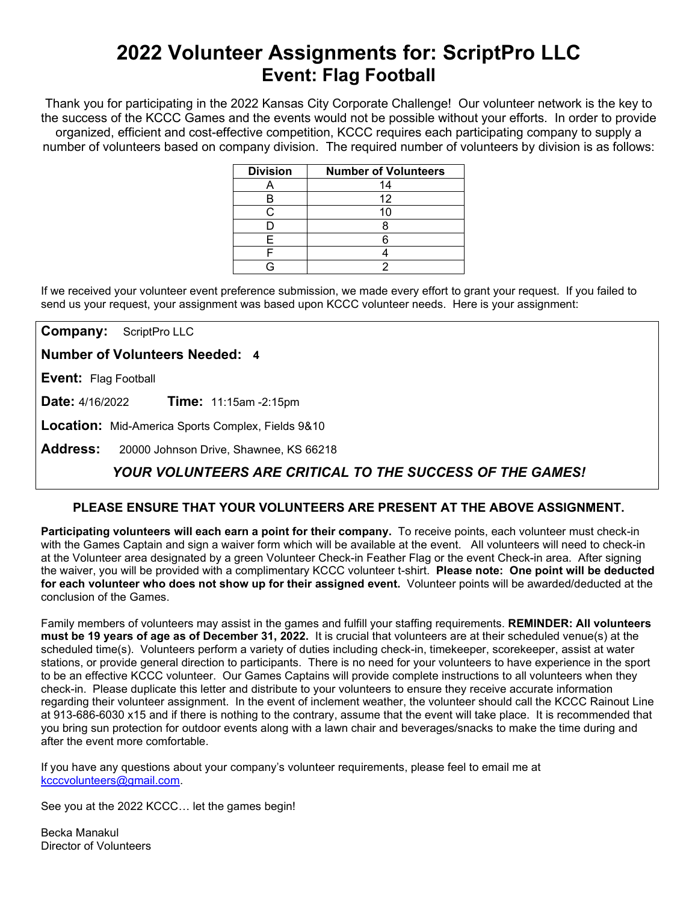# 2022 Volunteer Assignments for: ScriptPro LLC

## Event: Flag Football

Thank you for participating in the 2022 Kansas City Corporate Challenge! Our volunteer network is the key to the success of the KCCC Games and the events would not be possible without your efforts. In order to provide organized, efficient and cost-effective competition, KCCC requires each participating company to supply a number of volunteers based on company division. The required number of volunteers by division is as follows:

| Division | Number of Volunteers |
|---|---|
| A | 14 |
| B | 12 |
| C | 10 |
| D | 8 |
| E | 6 |
| F | 4 |
| G | 2 |

If we received your volunteer event preference submission, we made every effort to grant your request. If you failed to send us your request, your assignment was based upon KCCC volunteer needs. Here is your assignment:

**Company:** ScriptPro LLC

**Number of Volunteers Needed: 4**

**Event:** Flag Football

**Date:** 4/16/2022 **Time:** 11:15am -2:15pm

**Location:** Mid-America Sports Complex, Fields 9&10

**Address:** 20000 Johnson Drive, Shawnee, KS 66218

***YOUR VOLUNTEERS ARE CRITICAL TO THE SUCCESS OF THE GAMES!***

**PLEASE ENSURE THAT YOUR VOLUNTEERS ARE PRESENT AT THE ABOVE ASSIGNMENT.**

**Participating volunteers will each earn a point for their company.** To receive points, each volunteer must check-in with the Games Captain and sign a waiver form which will be available at the event. All volunteers will need to check-in at the Volunteer area designated by a green Volunteer Check-in Feather Flag or the event Check-in area. After signing the waiver, you will be provided with a complimentary KCCC volunteer t-shirt. **Please note: One point will be deducted for each volunteer who does not show up for their assigned event.** Volunteer points will be awarded/deducted at the conclusion of the Games.

Family members of volunteers may assist in the games and fulfill your staffing requirements. **REMINDER: All volunteers must be 19 years of age as of December 31, 2022.** It is crucial that volunteers are at their scheduled venue(s) at the scheduled time(s). Volunteers perform a variety of duties including check-in, timekeeper, scorekeeper, assist at water stations, or provide general direction to participants. There is no need for your volunteers to have experience in the sport to be an effective KCCC volunteer. Our Games Captains will provide complete instructions to all volunteers when they check-in. Please duplicate this letter and distribute to your volunteers to ensure they receive accurate information regarding their volunteer assignment. In the event of inclement weather, the volunteer should call the KCCC Rainout Line at 913-686-6030 x15 and if there is nothing to the contrary, assume that the event will take place. It is recommended that you bring sun protection for outdoor events along with a lawn chair and beverages/snacks to make the time during and after the event more comfortable.

If you have any questions about your company's volunteer requirements, please feel to email me at kcccvolunteers@gmail.com.

See you at the 2022 KCCC… let the games begin!

Becka Manakul
Director of Volunteers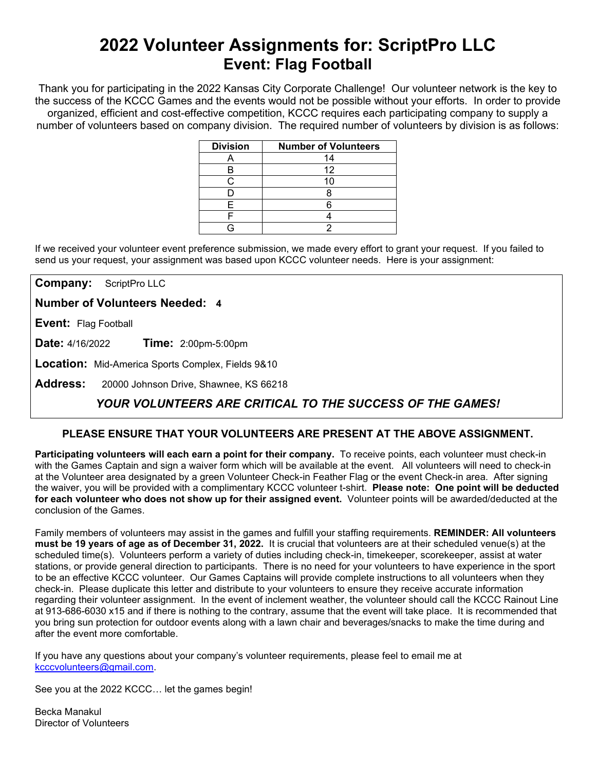# 2022 Volunteer Assignments for: ScriptPro LLC
## Event: Flag Football

Thank you for participating in the 2022 Kansas City Corporate Challenge! Our volunteer network is the key to the success of the KCCC Games and the events would not be possible without your efforts. In order to provide organized, efficient and cost-effective competition, KCCC requires each participating company to supply a number of volunteers based on company division. The required number of volunteers by division is as follows:

| Division | Number of Volunteers |
|---|---|
| A | 14 |
| B | 12 |
| C | 10 |
| D | 8 |
| E | 6 |
| F | 4 |
| G | 2 |

If we received your volunteer event preference submission, we made every effort to grant your request. If you failed to send us your request, your assignment was based upon KCCC volunteer needs. Here is your assignment:

**Company:** ScriptPro LLC

**Number of Volunteers Needed: 4**

**Event:** Flag Football

**Date:** 4/16/2022 **Time:** 2:00pm-5:00pm

**Location:** Mid-America Sports Complex, Fields 9&10

**Address:** 20000 Johnson Drive, Shawnee, KS 66218

***YOUR VOLUNTEERS ARE CRITICAL TO THE SUCCESS OF THE GAMES!***

**PLEASE ENSURE THAT YOUR VOLUNTEERS ARE PRESENT AT THE ABOVE ASSIGNMENT.**

**Participating volunteers will each earn a point for their company.** To receive points, each volunteer must check-in with the Games Captain and sign a waiver form which will be available at the event. All volunteers will need to check-in at the Volunteer area designated by a green Volunteer Check-in Feather Flag or the event Check-in area. After signing the waiver, you will be provided with a complimentary KCCC volunteer t-shirt. **Please note: One point will be deducted for each volunteer who does not show up for their assigned event.** Volunteer points will be awarded/deducted at the conclusion of the Games.

Family members of volunteers may assist in the games and fulfill your staffing requirements. **REMINDER: All volunteers must be 19 years of age as of December 31, 2022.** It is crucial that volunteers are at their scheduled venue(s) at the scheduled time(s). Volunteers perform a variety of duties including check-in, timekeeper, scorekeeper, assist at water stations, or provide general direction to participants. There is no need for your volunteers to have experience in the sport to be an effective KCCC volunteer. Our Games Captains will provide complete instructions to all volunteers when they check-in. Please duplicate this letter and distribute to your volunteers to ensure they receive accurate information regarding their volunteer assignment. In the event of inclement weather, the volunteer should call the KCCC Rainout Line at 913-686-6030 x15 and if there is nothing to the contrary, assume that the event will take place. It is recommended that you bring sun protection for outdoor events along with a lawn chair and beverages/snacks to make the time during and after the event more comfortable.

If you have any questions about your company's volunteer requirements, please feel to email me at kcccvolunteers@gmail.com.

See you at the 2022 KCCC… let the games begin!

Becka Manakul
Director of Volunteers